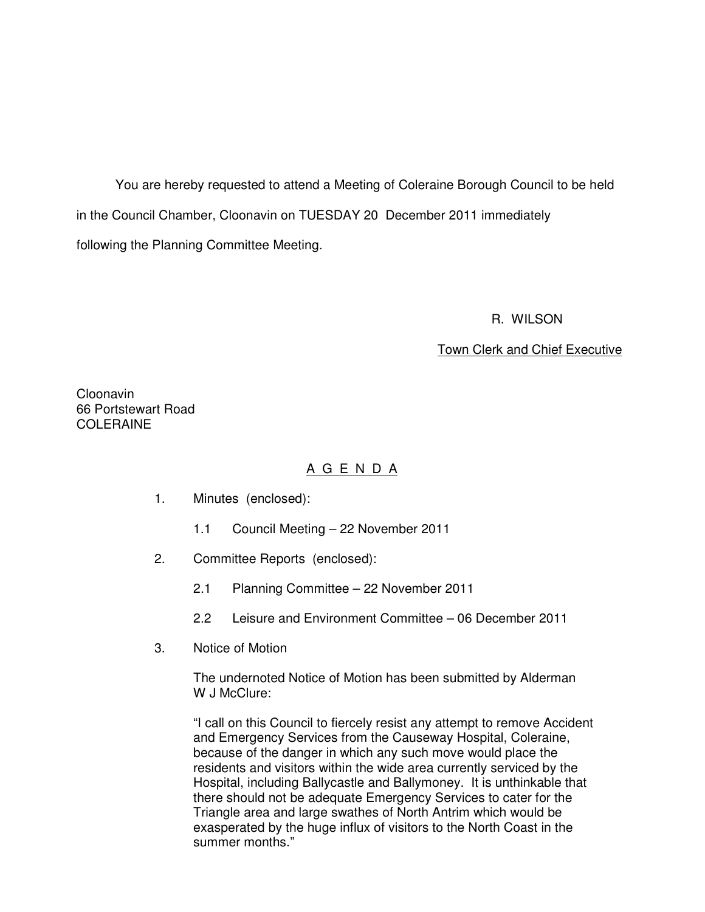You are hereby requested to attend a Meeting of Coleraine Borough Council to be held in the Council Chamber, Cloonavin on TUESDAY 20 December 2011 immediately following the Planning Committee Meeting.

R. WILSON

Town Clerk and Chief Executive

Cloonavin
66 Portstewart Road
COLERAINE

## A G E N D A

1. Minutes (enclosed):

   1.1 Council Meeting – 22 November 2011

2. Committee Reports (enclosed):

   2.1 Planning Committee – 22 November 2011

   2.2 Leisure and Environment Committee – 06 December 2011

3. Notice of Motion

   The undernoted Notice of Motion has been submitted by Alderman W J McClure:

   "I call on this Council to fiercely resist any attempt to remove Accident and Emergency Services from the Causeway Hospital, Coleraine, because of the danger in which any such move would place the residents and visitors within the wide area currently serviced by the Hospital, including Ballycastle and Ballymoney. It is unthinkable that there should not be adequate Emergency Services to cater for the Triangle area and large swathes of North Antrim which would be exasperated by the huge influx of visitors to the North Coast in the summer months."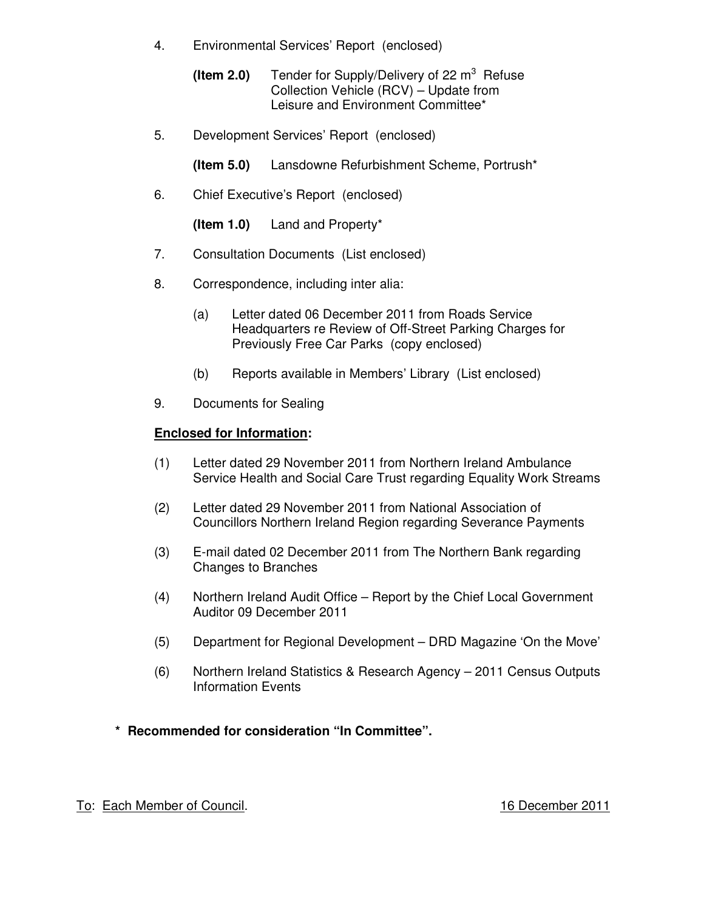4. Environmental Services' Report (enclosed)

   **(Item 2.0)** Tender for Supply/Delivery of 22 $m^3$ Refuse Collection Vehicle (RCV) – Update from Leisure and Environment Committee*

5. Development Services' Report (enclosed)

   **(Item 5.0)** Lansdowne Refurbishment Scheme, Portrush*

6. Chief Executive's Report (enclosed)

   **(Item 1.0)** Land and Property*

7. Consultation Documents (List enclosed)

8. Correspondence, including inter alia:

   (a) Letter dated 06 December 2011 from Roads Service Headquarters re Review of Off-Street Parking Charges for Previously Free Car Parks (copy enclosed)

   (b) Reports available in Members' Library (List enclosed)

9. Documents for Sealing

**<u>Enclosed for Information</u>:**

(1) Letter dated 29 November 2011 from Northern Ireland Ambulance Service Health and Social Care Trust regarding Equality Work Streams

(2) Letter dated 29 November 2011 from National Association of Councillors Northern Ireland Region regarding Severance Payments

(3) E-mail dated 02 December 2011 from The Northern Bank regarding Changes to Branches

(4) Northern Ireland Audit Office – Report by the Chief Local Government Auditor 09 December 2011

(5) Department for Regional Development – DRD Magazine 'On the Move'

(6) Northern Ireland Statistics & Research Agency – 2011 Census Outputs Information Events

**\* Recommended for consideration "In Committee".**

<u>To</u>: <u>Each Member of Council</u>. <u>16 December 2011</u>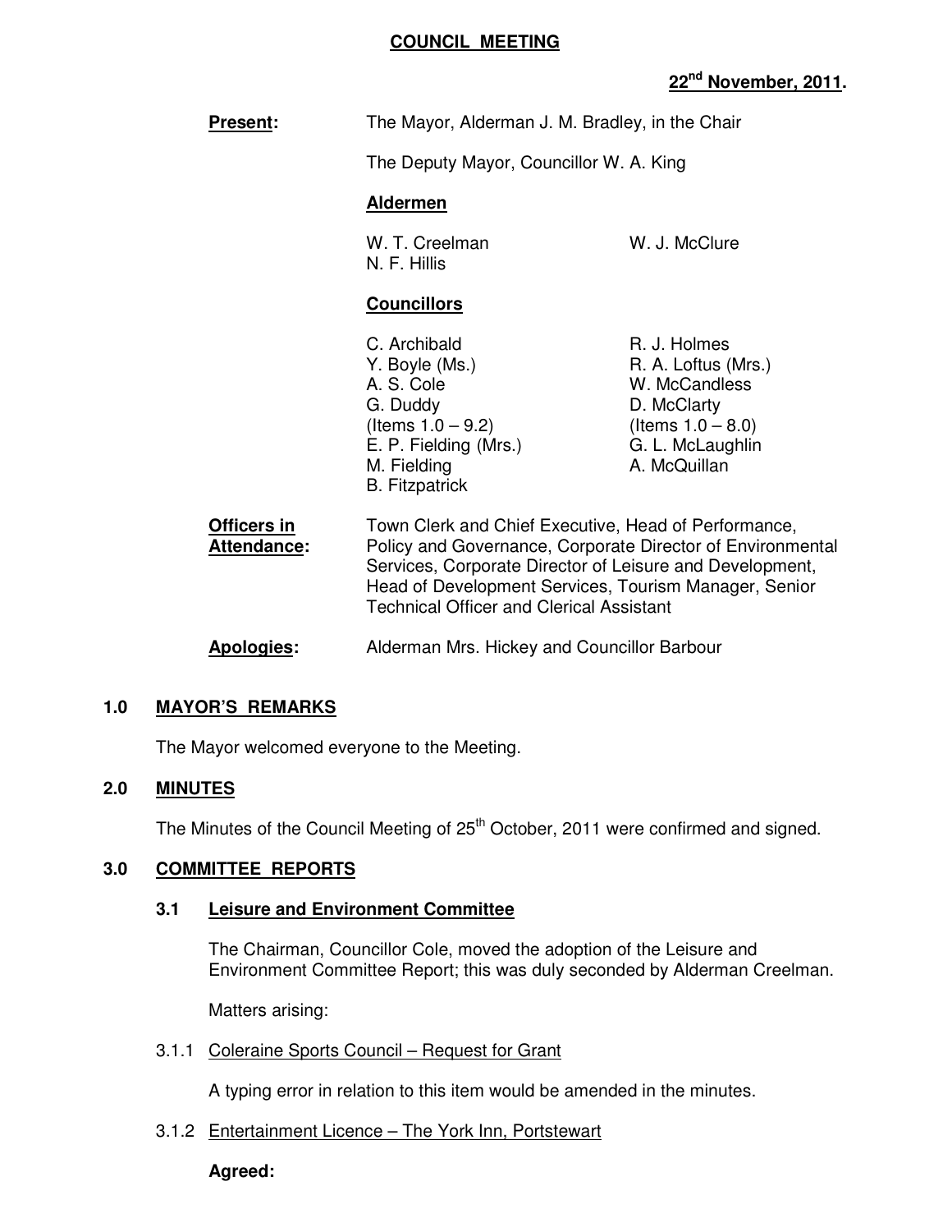# COUNCIL MEETING

**22nd November, 2011.**

**Present:** The Mayor, Alderman J. M. Bradley, in the Chair

The Deputy Mayor, Councillor W. A. King

**Aldermen**

W. T. Creelman
N. F. Hillis
W. J. McClure

**Councillors**

C. Archibald
Y. Boyle (Ms.)
A. S. Cole
G. Duddy (Items 1.0 – 9.2)
E. P. Fielding (Mrs.)
M. Fielding
B. Fitzpatrick
R. J. Holmes
R. A. Loftus (Mrs.)
W. McCandless
D. McClarty (Items 1.0 – 8.0)
G. L. McLaughlin
A. McQuillan

**Officers in Attendance:** Town Clerk and Chief Executive, Head of Performance, Policy and Governance, Corporate Director of Environmental Services, Corporate Director of Leisure and Development, Head of Development Services, Tourism Manager, Senior Technical Officer and Clerical Assistant

**Apologies:** Alderman Mrs. Hickey and Councillor Barbour

## 1.0 MAYOR'S REMARKS

The Mayor welcomed everyone to the Meeting.

## 2.0 MINUTES

The Minutes of the Council Meeting of 25th October, 2011 were confirmed and signed.

## 3.0 COMMITTEE REPORTS

### 3.1 Leisure and Environment Committee

The Chairman, Councillor Cole, moved the adoption of the Leisure and Environment Committee Report; this was duly seconded by Alderman Creelman.

Matters arising:

3.1.1 Coleraine Sports Council – Request for Grant

A typing error in relation to this item would be amended in the minutes.

3.1.2 Entertainment Licence – The York Inn, Portstewart

**Agreed:**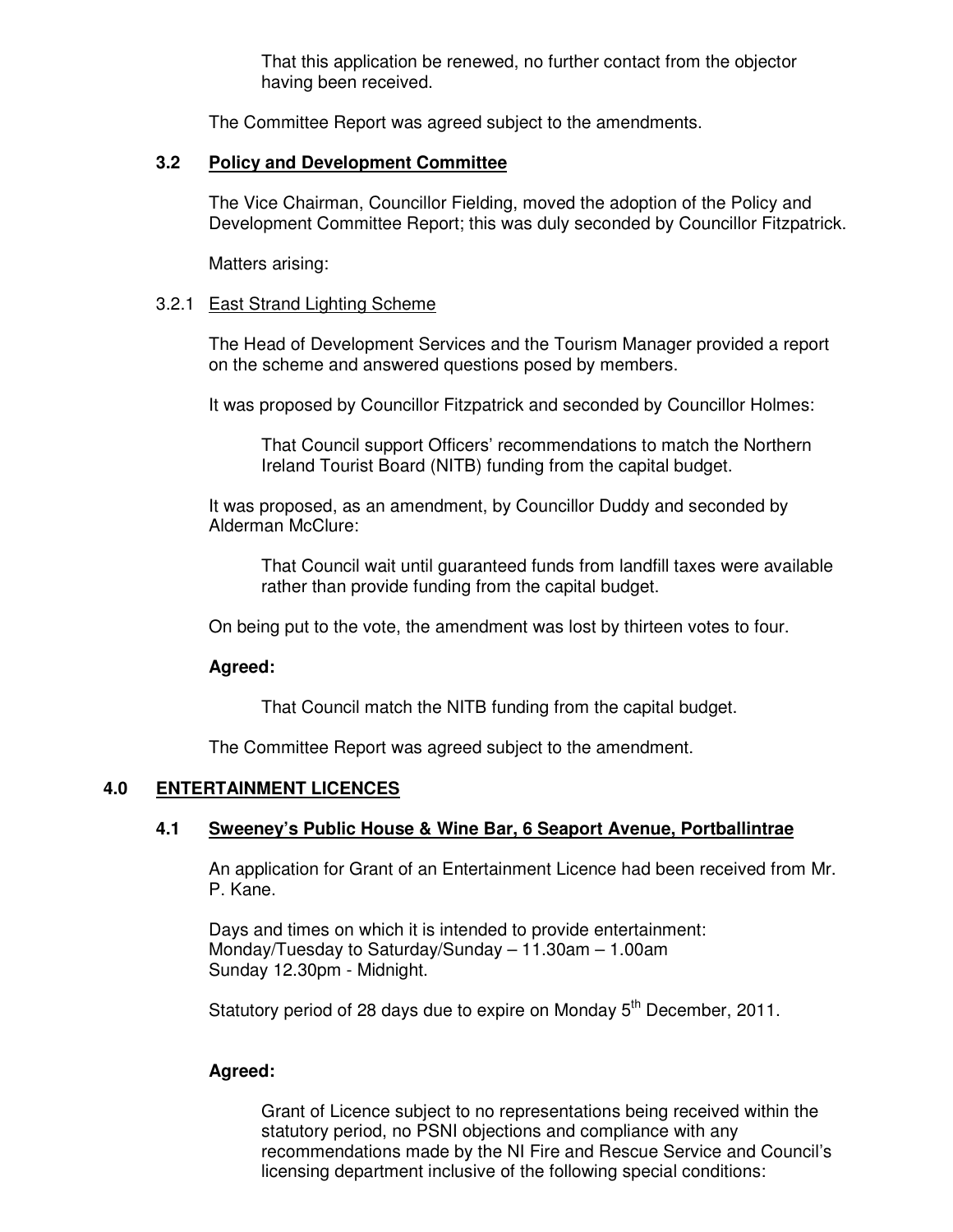That this application be renewed, no further contact from the objector having been received.

The Committee Report was agreed subject to the amendments.

### 3.2 Policy and Development Committee

The Vice Chairman, Councillor Fielding, moved the adoption of the Policy and Development Committee Report; this was duly seconded by Councillor Fitzpatrick.

Matters arising:

3.2.1 East Strand Lighting Scheme

The Head of Development Services and the Tourism Manager provided a report on the scheme and answered questions posed by members.

It was proposed by Councillor Fitzpatrick and seconded by Councillor Holmes:

> That Council support Officers' recommendations to match the Northern Ireland Tourist Board (NITB) funding from the capital budget.

It was proposed, as an amendment, by Councillor Duddy and seconded by Alderman McClure:

> That Council wait until guaranteed funds from landfill taxes were available rather than provide funding from the capital budget.

On being put to the vote, the amendment was lost by thirteen votes to four.

**Agreed:**

> That Council match the NITB funding from the capital budget.

The Committee Report was agreed subject to the amendment.

## 4.0 ENTERTAINMENT LICENCES

### 4.1 Sweeney's Public House & Wine Bar, 6 Seaport Avenue, Portballintrae

An application for Grant of an Entertainment Licence had been received from Mr. P. Kane.

Days and times on which it is intended to provide entertainment:
Monday/Tuesday to Saturday/Sunday – 11.30am – 1.00am
Sunday 12.30pm - Midnight.

Statutory period of 28 days due to expire on Monday 5th December, 2011.

**Agreed:**

> Grant of Licence subject to no representations being received within the statutory period, no PSNI objections and compliance with any recommendations made by the NI Fire and Rescue Service and Council's licensing department inclusive of the following special conditions: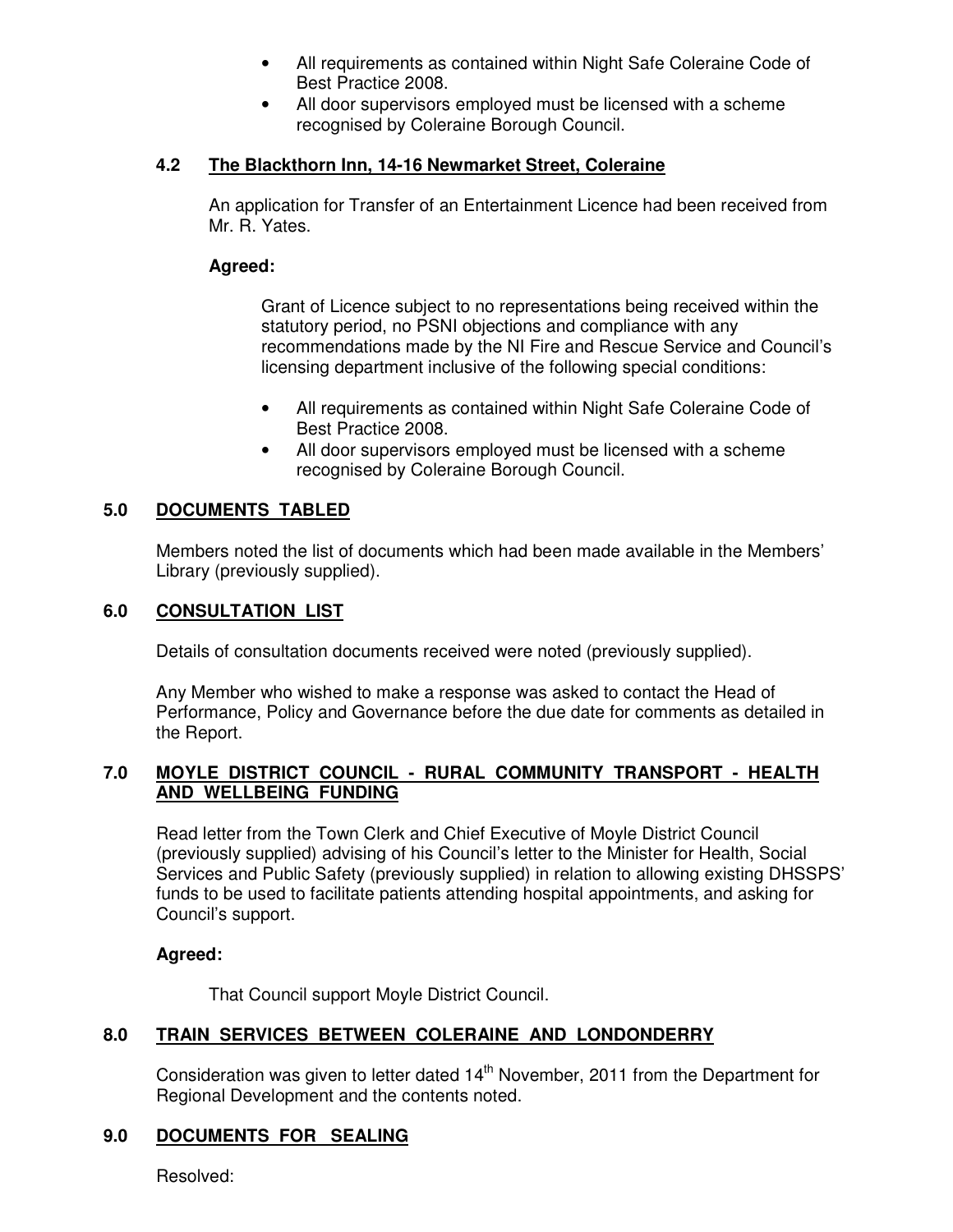- All requirements as contained within Night Safe Coleraine Code of Best Practice 2008.
- All door supervisors employed must be licensed with a scheme recognised by Coleraine Borough Council.

### 4.2 The Blackthorn Inn, 14-16 Newmarket Street, Coleraine

An application for Transfer of an Entertainment Licence had been received from Mr. R. Yates.

**Agreed:**

Grant of Licence subject to no representations being received within the statutory period, no PSNI objections and compliance with any recommendations made by the NI Fire and Rescue Service and Council's licensing department inclusive of the following special conditions:

- All requirements as contained within Night Safe Coleraine Code of Best Practice 2008.
- All door supervisors employed must be licensed with a scheme recognised by Coleraine Borough Council.

## 5.0 DOCUMENTS TABLED

Members noted the list of documents which had been made available in the Members' Library (previously supplied).

## 6.0 CONSULTATION LIST

Details of consultation documents received were noted (previously supplied).

Any Member who wished to make a response was asked to contact the Head of Performance, Policy and Governance before the due date for comments as detailed in the Report.

## 7.0 MOYLE DISTRICT COUNCIL - RURAL COMMUNITY TRANSPORT - HEALTH AND WELLBEING FUNDING

Read letter from the Town Clerk and Chief Executive of Moyle District Council (previously supplied) advising of his Council's letter to the Minister for Health, Social Services and Public Safety (previously supplied) in relation to allowing existing DHSSPS' funds to be used to facilitate patients attending hospital appointments, and asking for Council's support.

**Agreed:**

That Council support Moyle District Council.

## 8.0 TRAIN SERVICES BETWEEN COLERAINE AND LONDONDERRY

Consideration was given to letter dated 14th November, 2011 from the Department for Regional Development and the contents noted.

## 9.0 DOCUMENTS FOR SEALING

Resolved: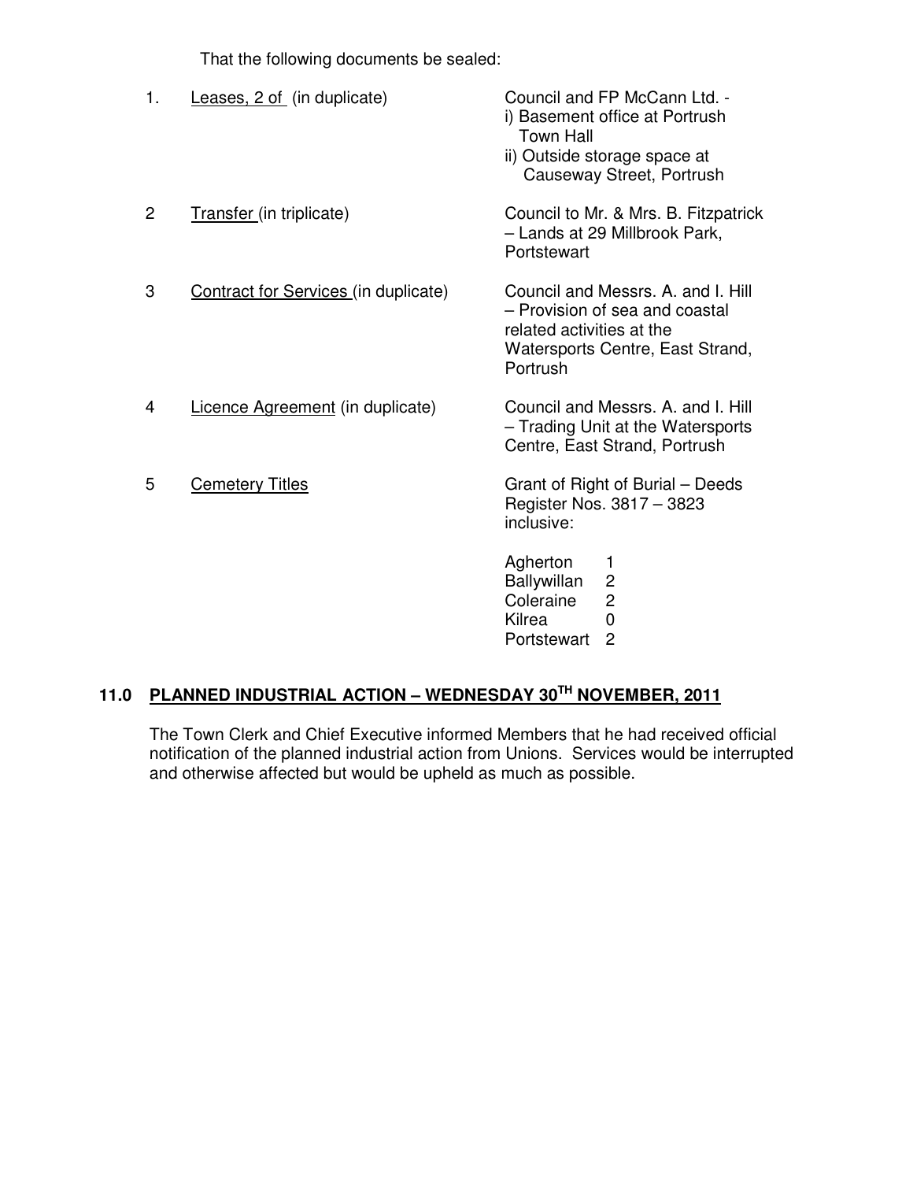That the following documents be sealed:

| | | |
|---|---|---|
| 1. | Leases, 2 of (in duplicate) | Council and FP McCann Ltd. - i) Basement office at Portrush Town Hall ii) Outside storage space at Causeway Street, Portrush |
| 2 | Transfer (in triplicate) | Council to Mr. & Mrs. B. Fitzpatrick – Lands at 29 Millbrook Park, Portstewart |
| 3 | Contract for Services (in duplicate) | Council and Messrs. A. and I. Hill – Provision of sea and coastal related activities at the Watersports Centre, East Strand, Portrush |
| 4 | Licence Agreement (in duplicate) | Council and Messrs. A. and I. Hill – Trading Unit at the Watersports Centre, East Strand, Portrush |
| 5 | Cemetery Titles | Grant of Right of Burial – Deeds Register Nos. 3817 – 3823 inclusive: |

| | |
|---|---|
| Agherton | 1 |
| Ballywillan | 2 |
| Coleraine | 2 |
| Kilrea | 0 |
| Portstewart | 2 |

## 11.0 PLANNED INDUSTRIAL ACTION – WEDNESDAY 30TH NOVEMBER, 2011

The Town Clerk and Chief Executive informed Members that he had received official notification of the planned industrial action from Unions. Services would be interrupted and otherwise affected but would be upheld as much as possible.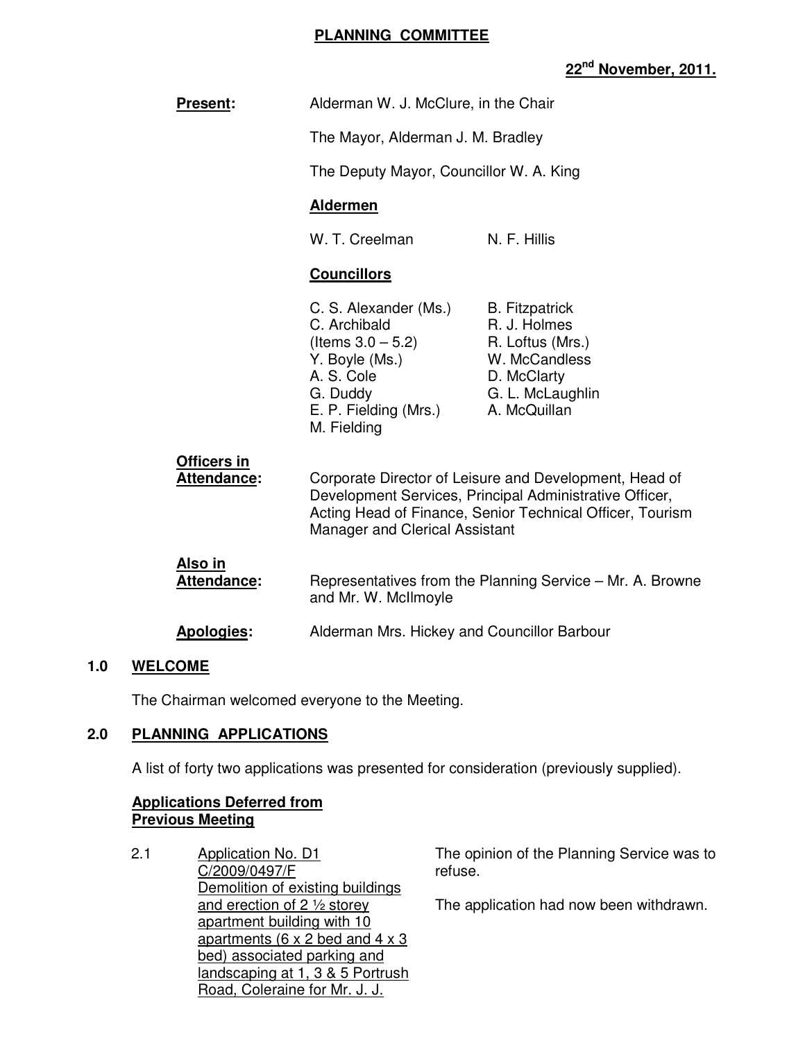# PLANNING COMMITTEE

**22nd November, 2011.**

**Present:** Alderman W. J. McClure, in the Chair

The Mayor, Alderman J. M. Bradley

The Deputy Mayor, Councillor W. A. King

**Aldermen**

W. T. Creelman, N. F. Hillis

**Councillors**

C. S. Alexander (Ms.), C. Archibald (Items 3.0 – 5.2), Y. Boyle (Ms.), A. S. Cole, G. Duddy, E. P. Fielding (Mrs.), M. Fielding, B. Fitzpatrick, R. J. Holmes, R. Loftus (Mrs.), W. McCandless, D. McClarty, G. L. McLaughlin, A. McQuillan

**Officers in Attendance:** Corporate Director of Leisure and Development, Head of Development Services, Principal Administrative Officer, Acting Head of Finance, Senior Technical Officer, Tourism Manager and Clerical Assistant

**Also in Attendance:** Representatives from the Planning Service – Mr. A. Browne and Mr. W. McIlmoyle

**Apologies:** Alderman Mrs. Hickey and Councillor Barbour

## 1.0 WELCOME

The Chairman welcomed everyone to the Meeting.

## 2.0 PLANNING APPLICATIONS

A list of forty two applications was presented for consideration (previously supplied).

**Applications Deferred from Previous Meeting**

2.1 Application No. D1 C/2009/0497/F Demolition of existing buildings and erection of 2 ½ storey apartment building with 10 apartments (6 x 2 bed and 4 x 3 bed) associated parking and landscaping at 1, 3 & 5 Portrush Road, Coleraine for Mr. J. J.

The opinion of the Planning Service was to refuse.

The application had now been withdrawn.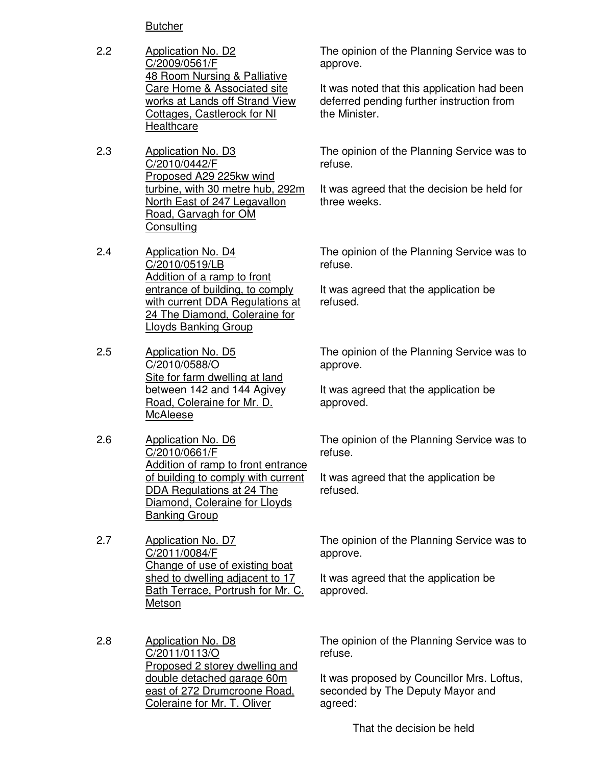Butcher

2.2 Application No. D2
C/2009/0561/F
48 Room Nursing & Palliative Care Home & Associated site works at Lands off Strand View Cottages, Castlerock for NI Healthcare

The opinion of the Planning Service was to approve.

It was noted that this application had been deferred pending further instruction from the Minister.

2.3 Application No. D3
C/2010/0442/F
Proposed A29 225kw wind turbine, with 30 metre hub, 292m North East of 247 Legavallon Road, Garvagh for OM Consulting

The opinion of the Planning Service was to refuse.

It was agreed that the decision be held for three weeks.

2.4 Application No. D4
C/2010/0519/LB
Addition of a ramp to front entrance of building, to comply with current DDA Regulations at 24 The Diamond, Coleraine for Lloyds Banking Group

The opinion of the Planning Service was to refuse.

It was agreed that the application be refused.

2.5 Application No. D5
C/2010/0588/O
Site for farm dwelling at land between 142 and 144 Agivey Road, Coleraine for Mr. D. McAleese

The opinion of the Planning Service was to approve.

It was agreed that the application be approved.

2.6 Application No. D6
C/2010/0661/F
Addition of ramp to front entrance of building to comply with current DDA Regulations at 24 The Diamond, Coleraine for Lloyds Banking Group

The opinion of the Planning Service was to refuse.

It was agreed that the application be refused.

2.7 Application No. D7
C/2011/0084/F
Change of use of existing boat shed to dwelling adjacent to 17 Bath Terrace, Portrush for Mr. C. Metson

The opinion of the Planning Service was to approve.

It was agreed that the application be approved.

2.8 Application No. D8
C/2011/0113/O
Proposed 2 storey dwelling and double detached garage 60m east of 272 Drumcroone Road, Coleraine for Mr. T. Oliver

The opinion of the Planning Service was to refuse.

It was proposed by Councillor Mrs. Loftus, seconded by The Deputy Mayor and agreed:

That the decision be held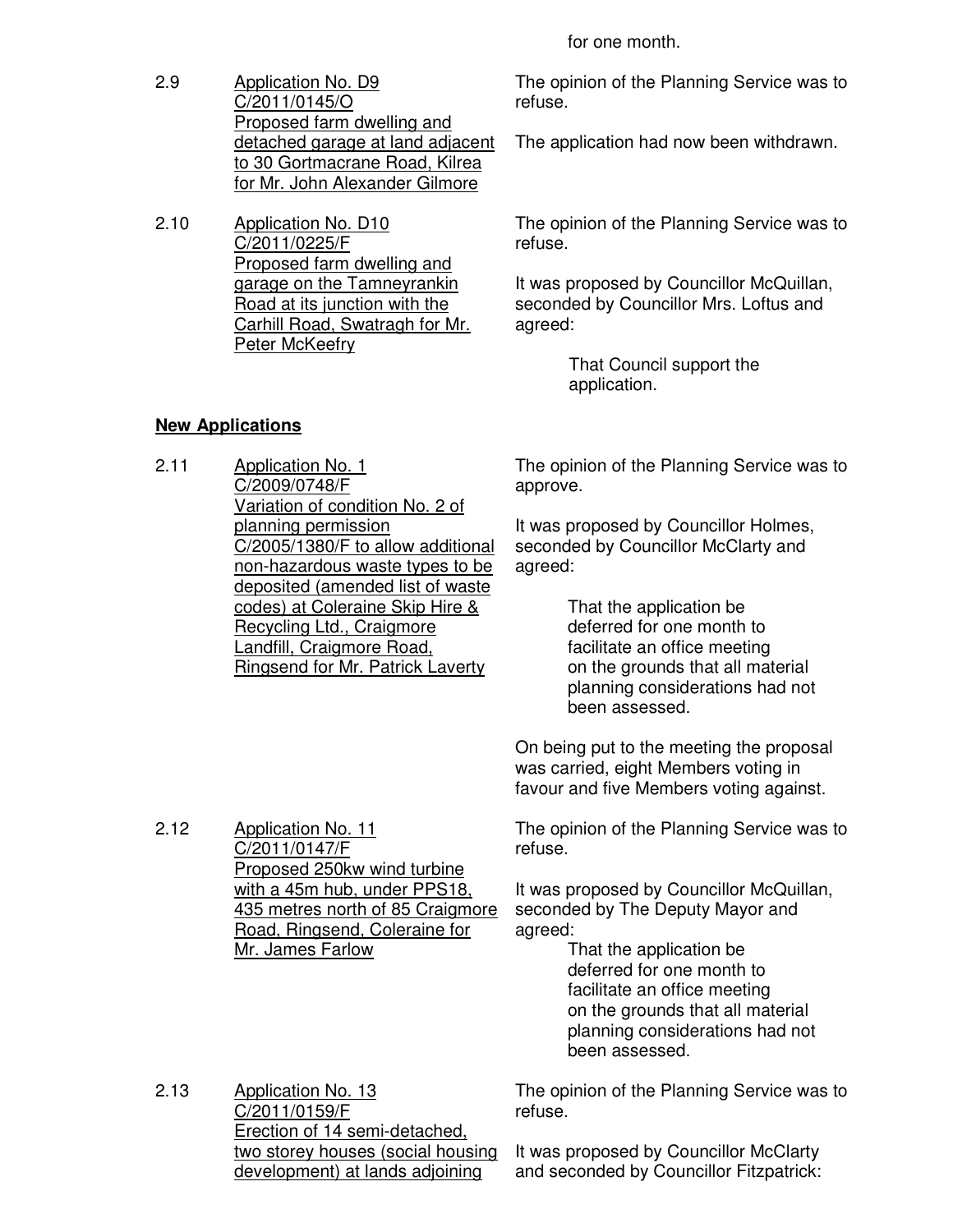for one month.

2.9 Application No. D9
C/2011/0145/O
Proposed farm dwelling and detached garage at land adjacent to 30 Gortmacrane Road, Kilrea for Mr. John Alexander Gilmore

The opinion of the Planning Service was to refuse.

The application had now been withdrawn.

2.10 Application No. D10
C/2011/0225/F
Proposed farm dwelling and garage on the Tamneyrankin Road at its junction with the Carhill Road, Swatragh for Mr. Peter McKeefry

The opinion of the Planning Service was to refuse.

It was proposed by Councillor McQuillan, seconded by Councillor Mrs. Loftus and agreed:

> That Council support the application.

## New Applications

2.11 Application No. 1
C/2009/0748/F
Variation of condition No. 2 of planning permission C/2005/1380/F to allow additional non-hazardous waste types to be deposited (amended list of waste codes) at Coleraine Skip Hire & Recycling Ltd., Craigmore Landfill, Craigmore Road, Ringsend for Mr. Patrick Laverty

The opinion of the Planning Service was to approve.

It was proposed by Councillor Holmes, seconded by Councillor McClarty and agreed:

> That the application be deferred for one month to facilitate an office meeting on the grounds that all material planning considerations had not been assessed.

On being put to the meeting the proposal was carried, eight Members voting in favour and five Members voting against.

2.12 Application No. 11
C/2011/0147/F
Proposed 250kw wind turbine with a 45m hub, under PPS18, 435 metres north of 85 Craigmore Road, Ringsend, Coleraine for Mr. James Farlow

The opinion of the Planning Service was to refuse.

It was proposed by Councillor McQuillan, seconded by The Deputy Mayor and agreed:

> That the application be deferred for one month to facilitate an office meeting on the grounds that all material planning considerations had not been assessed.

2.13 Application No. 13
C/2011/0159/F
Erection of 14 semi-detached, two storey houses (social housing development) at lands adjoining

The opinion of the Planning Service was to refuse.

It was proposed by Councillor McClarty and seconded by Councillor Fitzpatrick: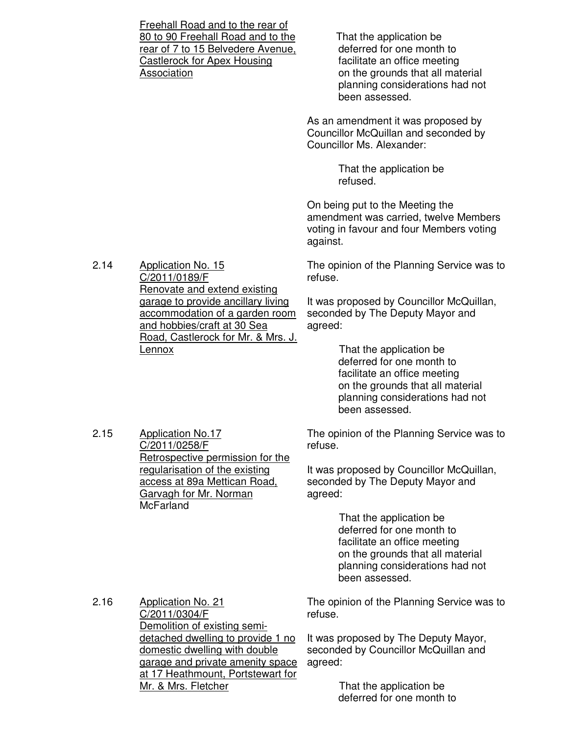Freehall Road and to the rear of 80 to 90 Freehall Road and to the rear of 7 to 15 Belvedere Avenue, Castlerock for Apex Housing Association

> That the application be deferred for one month to facilitate an office meeting on the grounds that all material planning considerations had not been assessed.

As an amendment it was proposed by Councillor McQuillan and seconded by Councillor Ms. Alexander:

> That the application be refused.

On being put to the Meeting the amendment was carried, twelve Members voting in favour and four Members voting against.

**2.14** Application No. 15
C/2011/0189/F
Renovate and extend existing garage to provide ancillary living accommodation of a garden room and hobbies/craft at 30 Sea Road, Castlerock for Mr. & Mrs. J. Lennox

The opinion of the Planning Service was to refuse.

It was proposed by Councillor McQuillan, seconded by The Deputy Mayor and agreed:

> That the application be deferred for one month to facilitate an office meeting on the grounds that all material planning considerations had not been assessed.

**2.15** Application No.17
C/2011/0258/F
Retrospective permission for the regularisation of the existing access at 89a Mettican Road, Garvagh for Mr. Norman McFarland

The opinion of the Planning Service was to refuse.

It was proposed by Councillor McQuillan, seconded by The Deputy Mayor and agreed:

> That the application be deferred for one month to facilitate an office meeting on the grounds that all material planning considerations had not been assessed.

**2.16** Application No. 21
C/2011/0304/F
Demolition of existing semi-detached dwelling to provide 1 no domestic dwelling with double garage and private amenity space at 17 Heathmount, Portstewart for Mr. & Mrs. Fletcher

The opinion of the Planning Service was to refuse.

It was proposed by The Deputy Mayor, seconded by Councillor McQuillan and agreed:

> That the application be deferred for one month to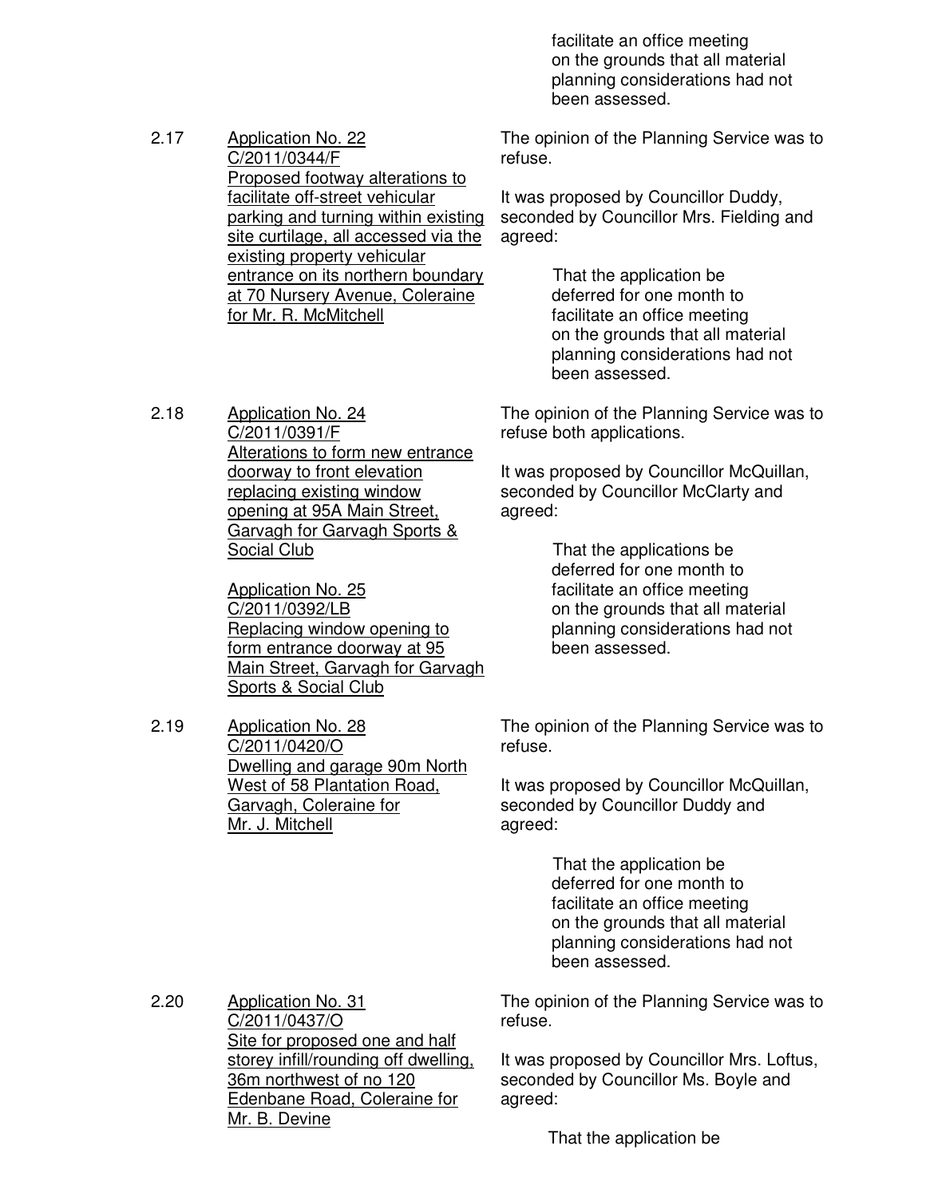facilitate an office meeting on the grounds that all material planning considerations had not been assessed.

2.17 Application No. 22
C/2011/0344/F
Proposed footway alterations to facilitate off-street vehicular parking and turning within existing site curtilage, all accessed via the existing property vehicular entrance on its northern boundary at 70 Nursery Avenue, Coleraine for Mr. R. McMitchell

The opinion of the Planning Service was to refuse.

It was proposed by Councillor Duddy, seconded by Councillor Mrs. Fielding and agreed:

> That the application be deferred for one month to facilitate an office meeting on the grounds that all material planning considerations had not been assessed.

2.18 Application No. 24
C/2011/0391/F
Alterations to form new entrance doorway to front elevation replacing existing window opening at 95A Main Street, Garvagh for Garvagh Sports & Social Club

Application No. 25
C/2011/0392/LB
Replacing window opening to form entrance doorway at 95 Main Street, Garvagh for Garvagh Sports & Social Club

The opinion of the Planning Service was to refuse both applications.

It was proposed by Councillor McQuillan, seconded by Councillor McClarty and agreed:

> That the applications be deferred for one month to facilitate an office meeting on the grounds that all material planning considerations had not been assessed.

2.19 Application No. 28
C/2011/0420/O
Dwelling and garage 90m North West of 58 Plantation Road, Garvagh, Coleraine for Mr. J. Mitchell

The opinion of the Planning Service was to refuse.

It was proposed by Councillor McQuillan, seconded by Councillor Duddy and agreed:

> That the application be deferred for one month to facilitate an office meeting on the grounds that all material planning considerations had not been assessed.

2.20 Application No. 31
C/2011/0437/O
Site for proposed one and half storey infill/rounding off dwelling, 36m northwest of no 120 Edenbane Road, Coleraine for Mr. B. Devine

The opinion of the Planning Service was to refuse.

It was proposed by Councillor Mrs. Loftus, seconded by Councillor Ms. Boyle and agreed:

> That the application be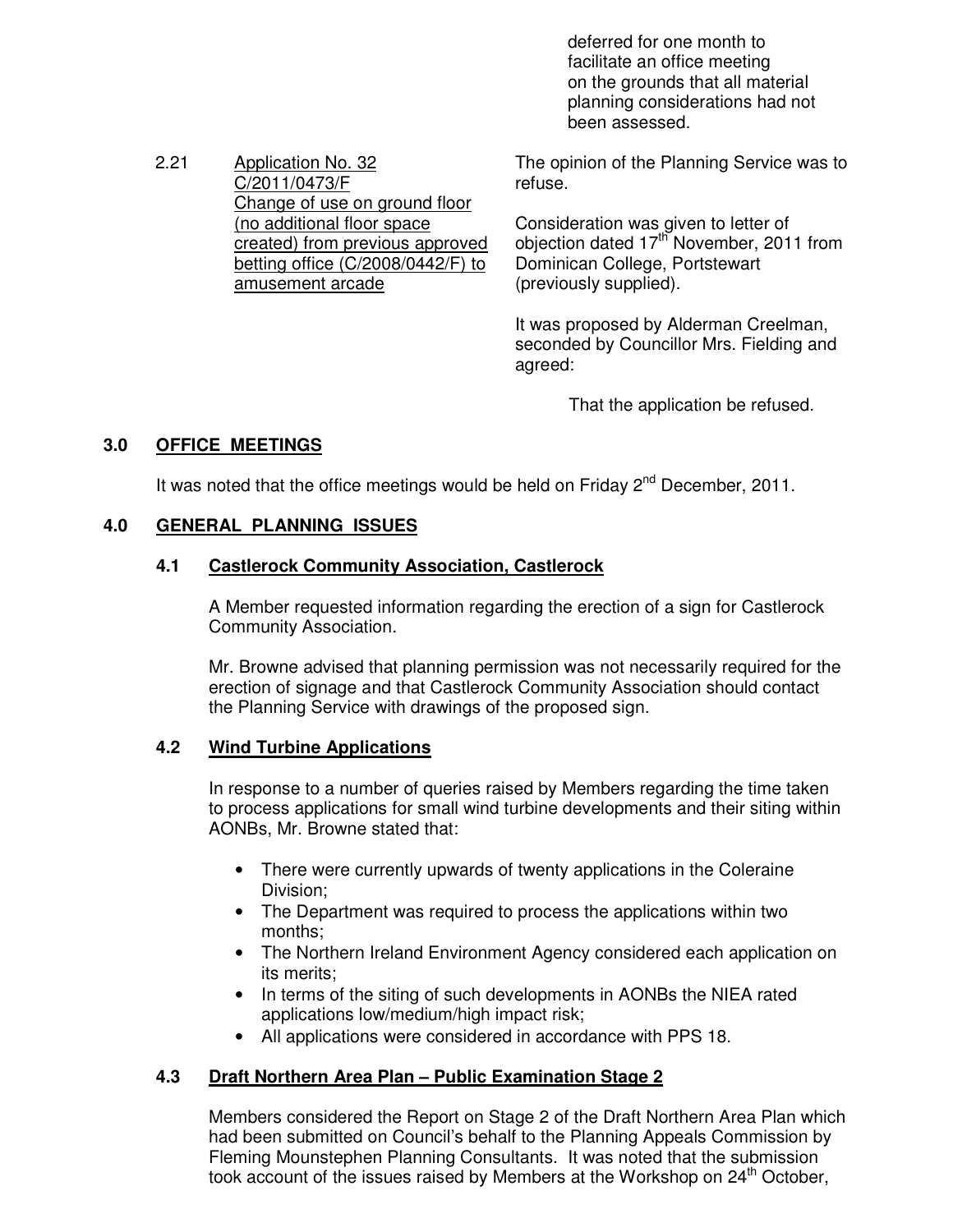deferred for one month to facilitate an office meeting on the grounds that all material planning considerations had not been assessed.

2.21 Application No. 32 C/2011/0473/F Change of use on ground floor (no additional floor space created) from previous approved betting office (C/2008/0442/F) to amusement arcade

The opinion of the Planning Service was to refuse.

Consideration was given to letter of objection dated 17th November, 2011 from Dominican College, Portstewart (previously supplied).

It was proposed by Alderman Creelman, seconded by Councillor Mrs. Fielding and agreed:

That the application be refused.

## 3.0 OFFICE MEETINGS

It was noted that the office meetings would be held on Friday 2nd December, 2011.

## 4.0 GENERAL PLANNING ISSUES

### 4.1 Castlerock Community Association, Castlerock

A Member requested information regarding the erection of a sign for Castlerock Community Association.

Mr. Browne advised that planning permission was not necessarily required for the erection of signage and that Castlerock Community Association should contact the Planning Service with drawings of the proposed sign.

### 4.2 Wind Turbine Applications

In response to a number of queries raised by Members regarding the time taken to process applications for small wind turbine developments and their siting within AONBs, Mr. Browne stated that:

- There were currently upwards of twenty applications in the Coleraine Division;
- The Department was required to process the applications within two months;
- The Northern Ireland Environment Agency considered each application on its merits;
- In terms of the siting of such developments in AONBs the NIEA rated applications low/medium/high impact risk;
- All applications were considered in accordance with PPS 18.

### 4.3 Draft Northern Area Plan – Public Examination Stage 2

Members considered the Report on Stage 2 of the Draft Northern Area Plan which had been submitted on Council's behalf to the Planning Appeals Commission by Fleming Mounstephen Planning Consultants. It was noted that the submission took account of the issues raised by Members at the Workshop on 24th October,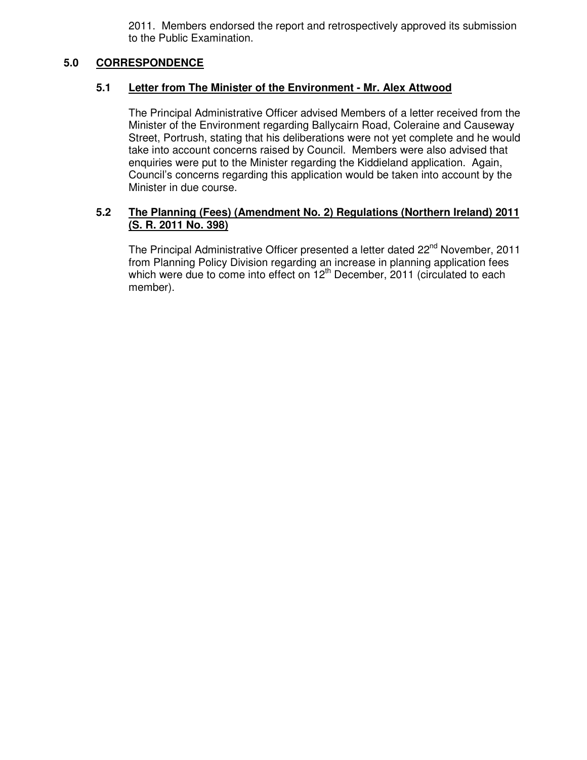2011. Members endorsed the report and retrospectively approved its submission to the Public Examination.

## 5.0 CORRESPONDENCE

### 5.1 Letter from The Minister of the Environment - Mr. Alex Attwood

The Principal Administrative Officer advised Members of a letter received from the Minister of the Environment regarding Ballycairn Road, Coleraine and Causeway Street, Portrush, stating that his deliberations were not yet complete and he would take into account concerns raised by Council. Members were also advised that enquiries were put to the Minister regarding the Kiddieland application. Again, Council's concerns regarding this application would be taken into account by the Minister in due course.

### 5.2 The Planning (Fees) (Amendment No. 2) Regulations (Northern Ireland) 2011 (S. R. 2011 No. 398)

The Principal Administrative Officer presented a letter dated 22nd November, 2011 from Planning Policy Division regarding an increase in planning application fees which were due to come into effect on 12th December, 2011 (circulated to each member).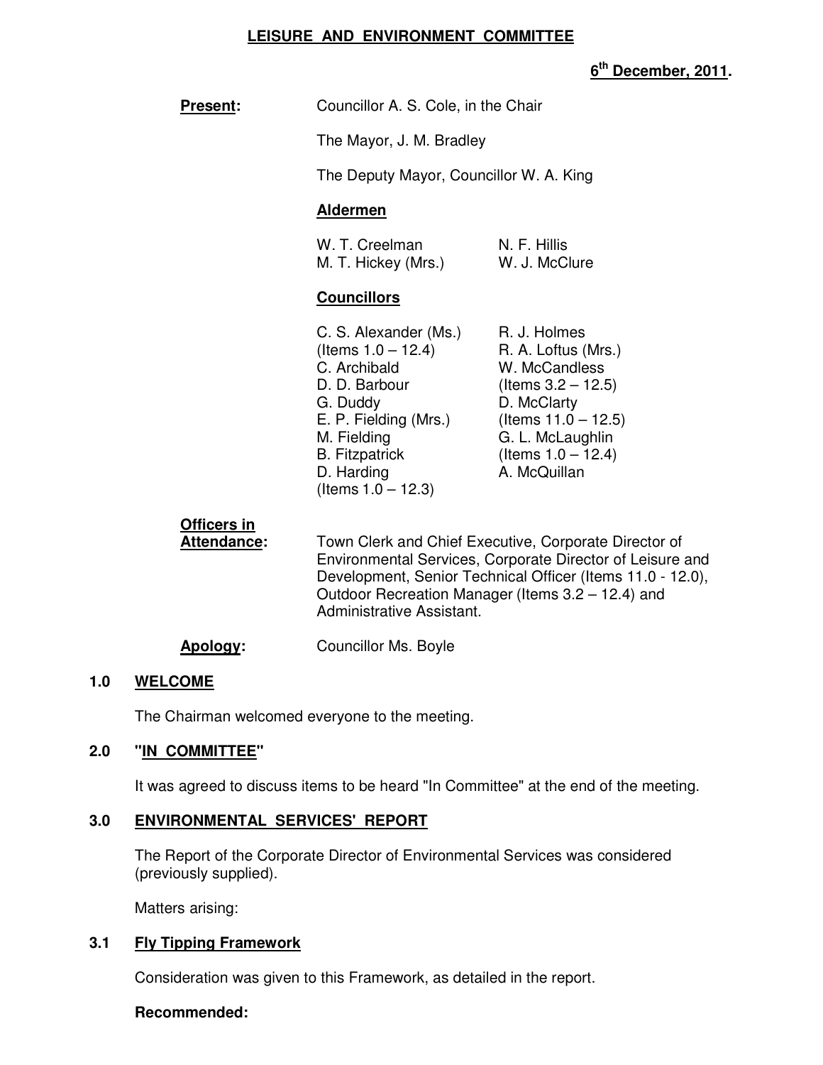**LEISURE AND ENVIRONMENT COMMITTEE**

**6th December, 2011.**

**Present:** Councillor A. S. Cole, in the Chair

The Mayor, J. M. Bradley

The Deputy Mayor, Councillor W. A. King

**Aldermen**

W. T. Creelman
M. T. Hickey (Mrs.)
N. F. Hillis
W. J. McClure

**Councillors**

C. S. Alexander (Ms.) (Items 1.0 – 12.4)
C. Archibald
D. D. Barbour
G. Duddy
E. P. Fielding (Mrs.)
M. Fielding
B. Fitzpatrick
D. Harding (Items 1.0 – 12.3)
R. J. Holmes
R. A. Loftus (Mrs.)
W. McCandless (Items 3.2 – 12.5)
D. McClarty (Items 11.0 – 12.5)
G. L. McLaughlin (Items 1.0 – 12.4)
A. McQuillan

**Officers in Attendance:** Town Clerk and Chief Executive, Corporate Director of Environmental Services, Corporate Director of Leisure and Development, Senior Technical Officer (Items 11.0 - 12.0), Outdoor Recreation Manager (Items 3.2 – 12.4) and Administrative Assistant.

**Apology:** Councillor Ms. Boyle

## 1.0 WELCOME

The Chairman welcomed everyone to the meeting.

## 2.0 "IN COMMITTEE"

It was agreed to discuss items to be heard "In Committee" at the end of the meeting.

## 3.0 ENVIRONMENTAL SERVICES' REPORT

The Report of the Corporate Director of Environmental Services was considered (previously supplied).

Matters arising:

### 3.1 Fly Tipping Framework

Consideration was given to this Framework, as detailed in the report.

**Recommended:**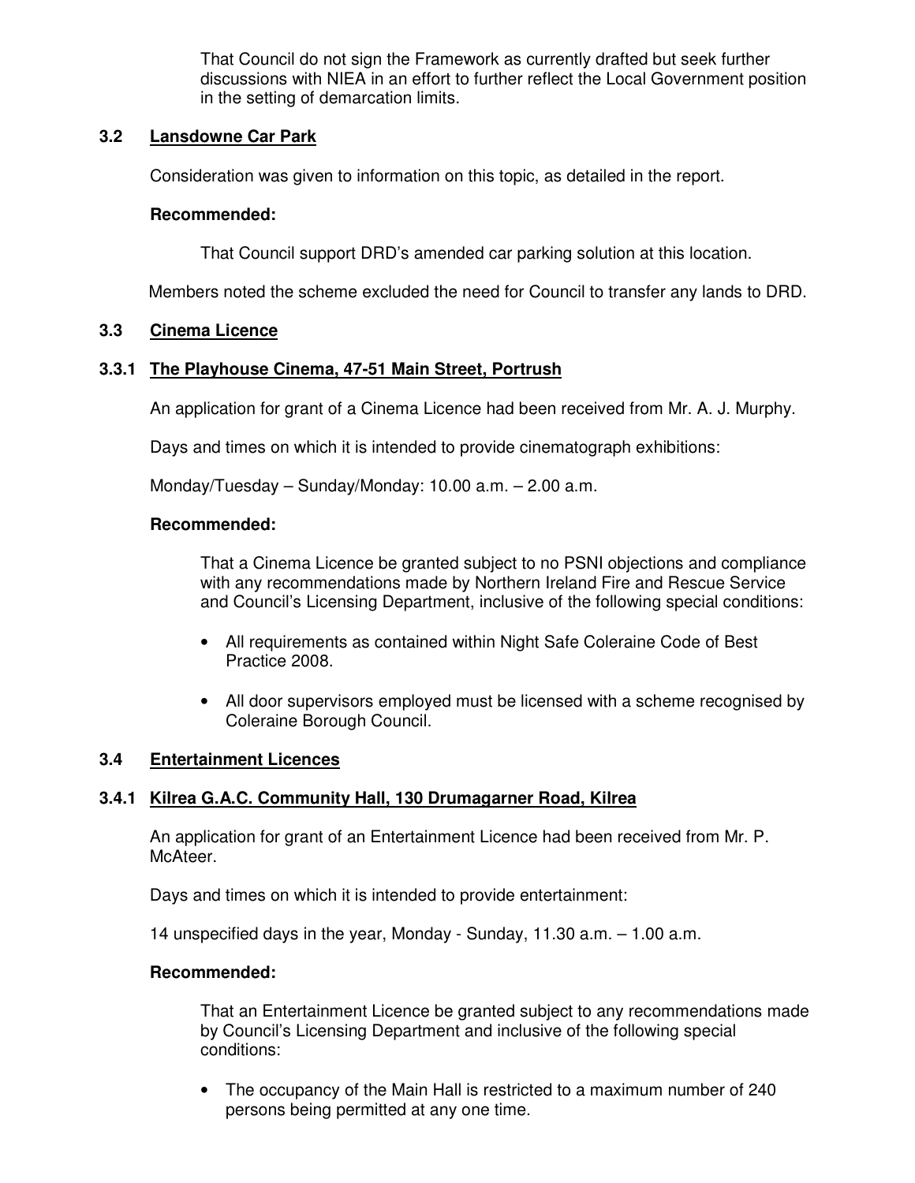That Council do not sign the Framework as currently drafted but seek further discussions with NIEA in an effort to further reflect the Local Government position in the setting of demarcation limits.

### 3.2 Lansdowne Car Park

Consideration was given to information on this topic, as detailed in the report.

**Recommended:**

That Council support DRD's amended car parking solution at this location.

Members noted the scheme excluded the need for Council to transfer any lands to DRD.

### 3.3 Cinema Licence

#### 3.3.1 The Playhouse Cinema, 47-51 Main Street, Portrush

An application for grant of a Cinema Licence had been received from Mr. A. J. Murphy.

Days and times on which it is intended to provide cinematograph exhibitions:

Monday/Tuesday – Sunday/Monday: 10.00 a.m. – 2.00 a.m.

**Recommended:**

That a Cinema Licence be granted subject to no PSNI objections and compliance with any recommendations made by Northern Ireland Fire and Rescue Service and Council's Licensing Department, inclusive of the following special conditions:

- All requirements as contained within Night Safe Coleraine Code of Best Practice 2008.
- All door supervisors employed must be licensed with a scheme recognised by Coleraine Borough Council.

### 3.4 Entertainment Licences

#### 3.4.1 Kilrea G.A.C. Community Hall, 130 Drumagarner Road, Kilrea

An application for grant of an Entertainment Licence had been received from Mr. P. McAteer.

Days and times on which it is intended to provide entertainment:

14 unspecified days in the year, Monday - Sunday, 11.30 a.m. – 1.00 a.m.

**Recommended:**

That an Entertainment Licence be granted subject to any recommendations made by Council's Licensing Department and inclusive of the following special conditions:

- The occupancy of the Main Hall is restricted to a maximum number of 240 persons being permitted at any one time.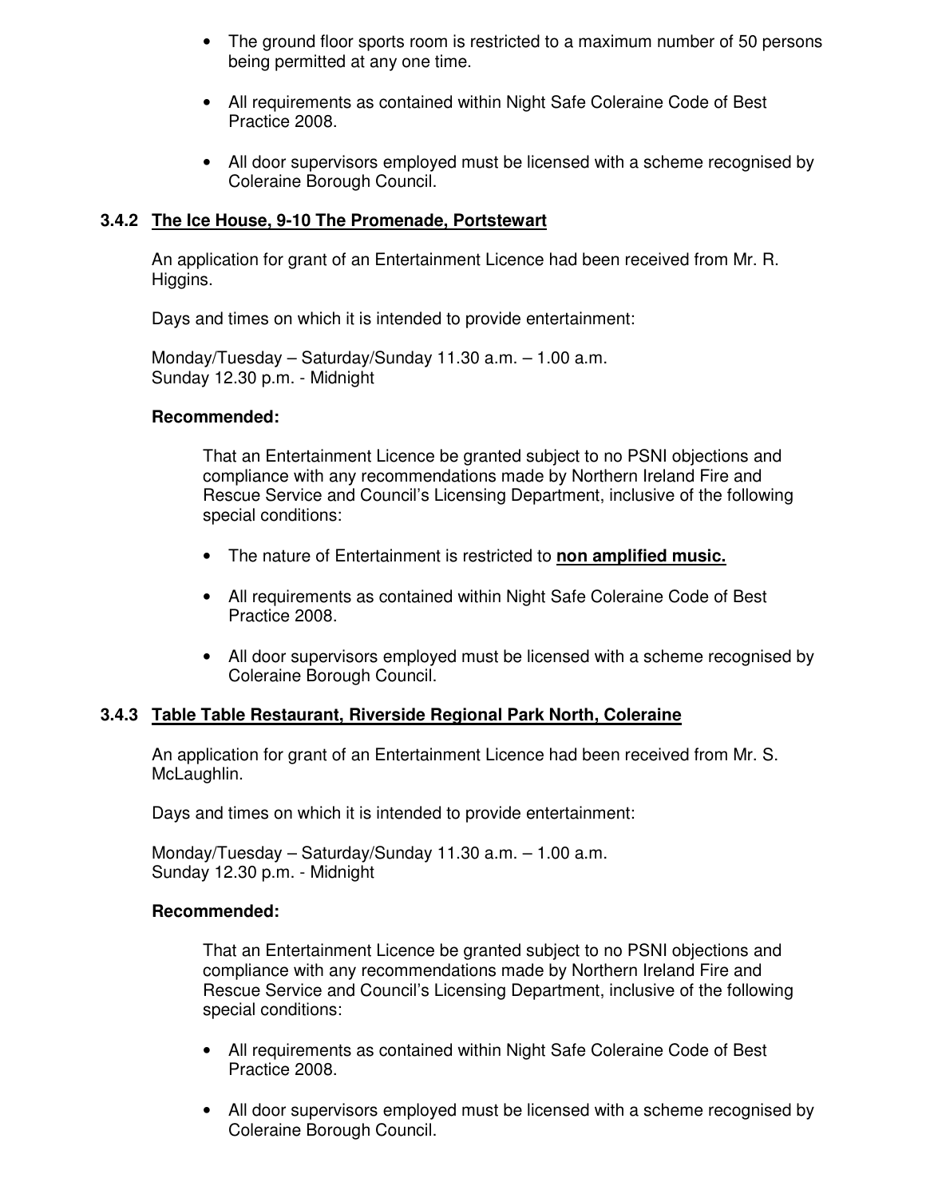- The ground floor sports room is restricted to a maximum number of 50 persons being permitted at any one time.

- All requirements as contained within Night Safe Coleraine Code of Best Practice 2008.

- All door supervisors employed must be licensed with a scheme recognised by Coleraine Borough Council.

### 3.4.2 The Ice House, 9-10 The Promenade, Portstewart

An application for grant of an Entertainment Licence had been received from Mr. R. Higgins.

Days and times on which it is intended to provide entertainment:

Monday/Tuesday – Saturday/Sunday 11.30 a.m. – 1.00 a.m.
Sunday 12.30 p.m. - Midnight

**Recommended:**

That an Entertainment Licence be granted subject to no PSNI objections and compliance with any recommendations made by Northern Ireland Fire and Rescue Service and Council's Licensing Department, inclusive of the following special conditions:

- The nature of Entertainment is restricted to **non amplified music.**

- All requirements as contained within Night Safe Coleraine Code of Best Practice 2008.

- All door supervisors employed must be licensed with a scheme recognised by Coleraine Borough Council.

### 3.4.3 Table Table Restaurant, Riverside Regional Park North, Coleraine

An application for grant of an Entertainment Licence had been received from Mr. S. McLaughlin.

Days and times on which it is intended to provide entertainment:

Monday/Tuesday – Saturday/Sunday 11.30 a.m. – 1.00 a.m.
Sunday 12.30 p.m. - Midnight

**Recommended:**

That an Entertainment Licence be granted subject to no PSNI objections and compliance with any recommendations made by Northern Ireland Fire and Rescue Service and Council's Licensing Department, inclusive of the following special conditions:

- All requirements as contained within Night Safe Coleraine Code of Best Practice 2008.

- All door supervisors employed must be licensed with a scheme recognised by Coleraine Borough Council.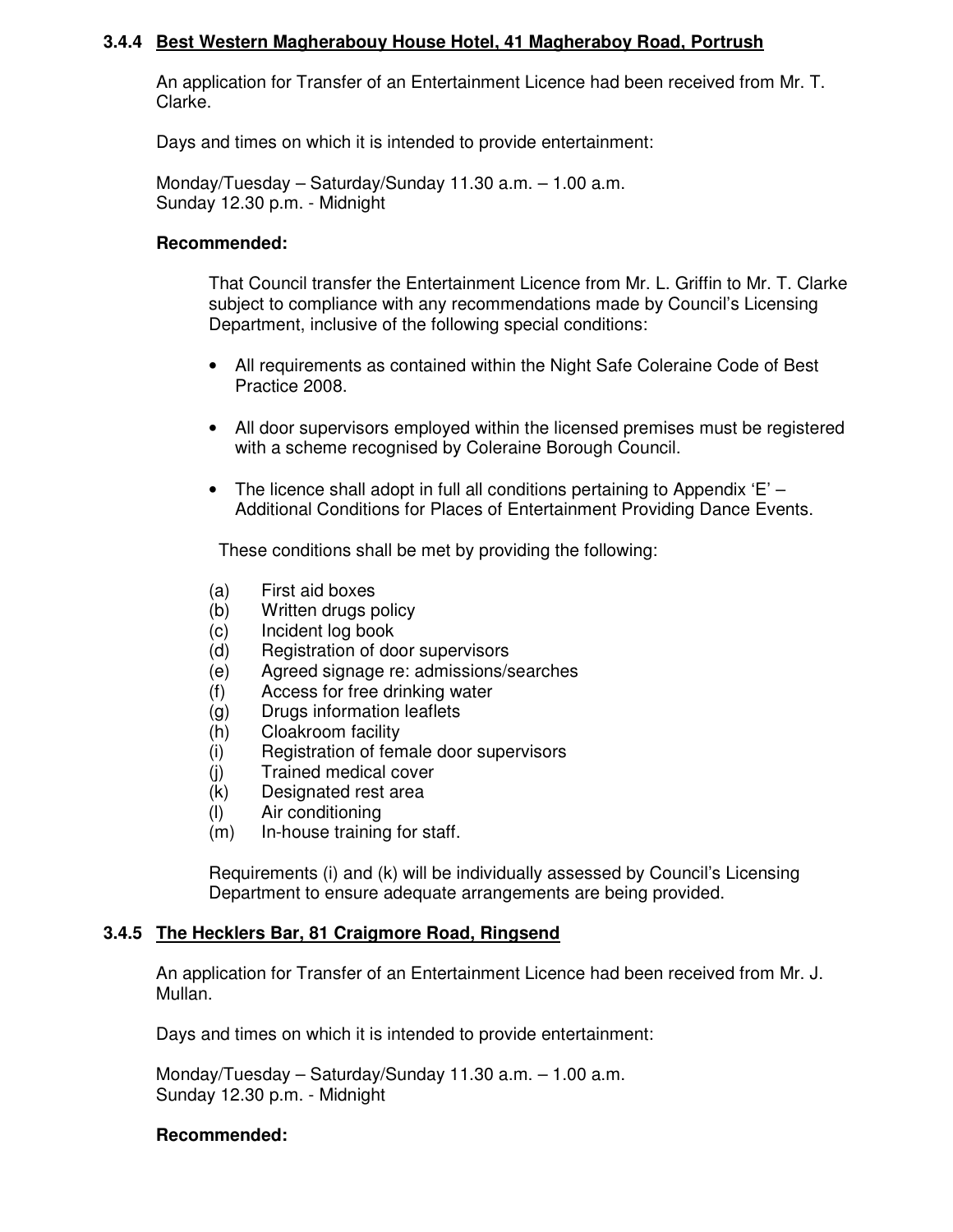### 3.4.4 Best Western Magherabouy House Hotel, 41 Magheraboy Road, Portrush

An application for Transfer of an Entertainment Licence had been received from Mr. T. Clarke.

Days and times on which it is intended to provide entertainment:

Monday/Tuesday – Saturday/Sunday 11.30 a.m. – 1.00 a.m.
Sunday 12.30 p.m. - Midnight

**Recommended:**

That Council transfer the Entertainment Licence from Mr. L. Griffin to Mr. T. Clarke subject to compliance with any recommendations made by Council's Licensing Department, inclusive of the following special conditions:

- All requirements as contained within the Night Safe Coleraine Code of Best Practice 2008.
- All door supervisors employed within the licensed premises must be registered with a scheme recognised by Coleraine Borough Council.
- The licence shall adopt in full all conditions pertaining to Appendix 'E' – Additional Conditions for Places of Entertainment Providing Dance Events.

These conditions shall be met by providing the following:

(a) First aid boxes
(b) Written drugs policy
(c) Incident log book
(d) Registration of door supervisors
(e) Agreed signage re: admissions/searches
(f) Access for free drinking water
(g) Drugs information leaflets
(h) Cloakroom facility
(i) Registration of female door supervisors
(j) Trained medical cover
(k) Designated rest area
(l) Air conditioning
(m) In-house training for staff.

Requirements (i) and (k) will be individually assessed by Council's Licensing Department to ensure adequate arrangements are being provided.

### 3.4.5 The Hecklers Bar, 81 Craigmore Road, Ringsend

An application for Transfer of an Entertainment Licence had been received from Mr. J. Mullan.

Days and times on which it is intended to provide entertainment:

Monday/Tuesday – Saturday/Sunday 11.30 a.m. – 1.00 a.m.
Sunday 12.30 p.m. - Midnight

**Recommended:**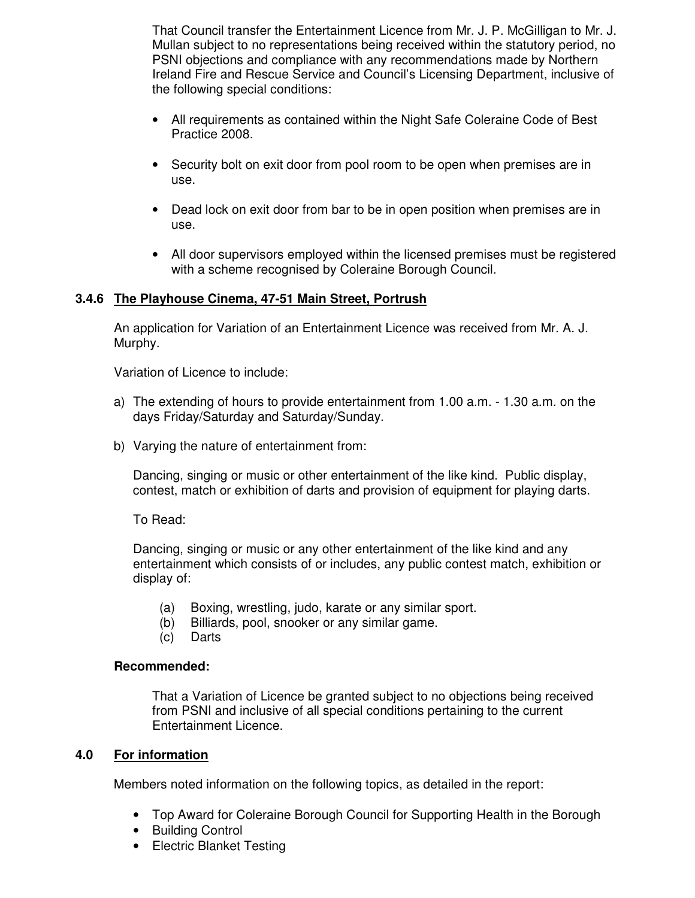That Council transfer the Entertainment Licence from Mr. J. P. McGilligan to Mr. J. Mullan subject to no representations being received within the statutory period, no PSNI objections and compliance with any recommendations made by Northern Ireland Fire and Rescue Service and Council's Licensing Department, inclusive of the following special conditions:

- All requirements as contained within the Night Safe Coleraine Code of Best Practice 2008.
- Security bolt on exit door from pool room to be open when premises are in use.
- Dead lock on exit door from bar to be in open position when premises are in use.
- All door supervisors employed within the licensed premises must be registered with a scheme recognised by Coleraine Borough Council.

### 3.4.6 The Playhouse Cinema, 47-51 Main Street, Portrush

An application for Variation of an Entertainment Licence was received from Mr. A. J. Murphy.

Variation of Licence to include:

a) The extending of hours to provide entertainment from 1.00 a.m. - 1.30 a.m. on the days Friday/Saturday and Saturday/Sunday.

b) Varying the nature of entertainment from:

   Dancing, singing or music or other entertainment of the like kind. Public display, contest, match or exhibition of darts and provision of equipment for playing darts.

   To Read:

   Dancing, singing or music or any other entertainment of the like kind and any entertainment which consists of or includes, any public contest match, exhibition or display of:

   (a) Boxing, wrestling, judo, karate or any similar sport.
   (b) Billiards, pool, snooker or any similar game.
   (c) Darts

**Recommended:**

That a Variation of Licence be granted subject to no objections being received from PSNI and inclusive of all special conditions pertaining to the current Entertainment Licence.

## 4.0 For information

Members noted information on the following topics, as detailed in the report:

- Top Award for Coleraine Borough Council for Supporting Health in the Borough
- Building Control
- Electric Blanket Testing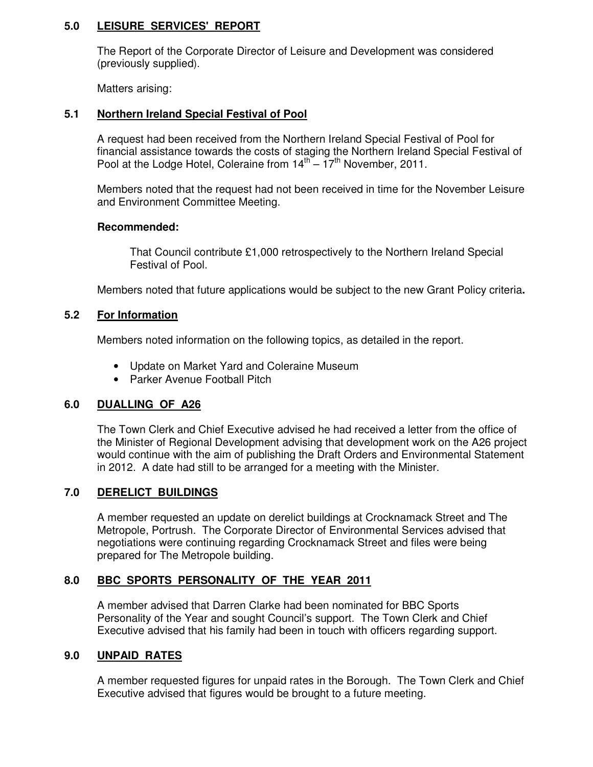## 5.0 LEISURE SERVICES' REPORT

The Report of the Corporate Director of Leisure and Development was considered (previously supplied).

Matters arising:

### 5.1 Northern Ireland Special Festival of Pool

A request had been received from the Northern Ireland Special Festival of Pool for financial assistance towards the costs of staging the Northern Ireland Special Festival of Pool at the Lodge Hotel, Coleraine from 14th – 17th November, 2011.

Members noted that the request had not been received in time for the November Leisure and Environment Committee Meeting.

**Recommended:**

> That Council contribute £1,000 retrospectively to the Northern Ireland Special Festival of Pool.

Members noted that future applications would be subject to the new Grant Policy criteria**.**

### 5.2 For Information

Members noted information on the following topics, as detailed in the report.

- Update on Market Yard and Coleraine Museum
- Parker Avenue Football Pitch

## 6.0 DUALLING OF A26

The Town Clerk and Chief Executive advised he had received a letter from the office of the Minister of Regional Development advising that development work on the A26 project would continue with the aim of publishing the Draft Orders and Environmental Statement in 2012. A date had still to be arranged for a meeting with the Minister.

## 7.0 DERELICT BUILDINGS

A member requested an update on derelict buildings at Crocknamack Street and The Metropole, Portrush. The Corporate Director of Environmental Services advised that negotiations were continuing regarding Crocknamack Street and files were being prepared for The Metropole building.

## 8.0 BBC SPORTS PERSONALITY OF THE YEAR 2011

A member advised that Darren Clarke had been nominated for BBC Sports Personality of the Year and sought Council's support. The Town Clerk and Chief Executive advised that his family had been in touch with officers regarding support.

## 9.0 UNPAID RATES

A member requested figures for unpaid rates in the Borough. The Town Clerk and Chief Executive advised that figures would be brought to a future meeting.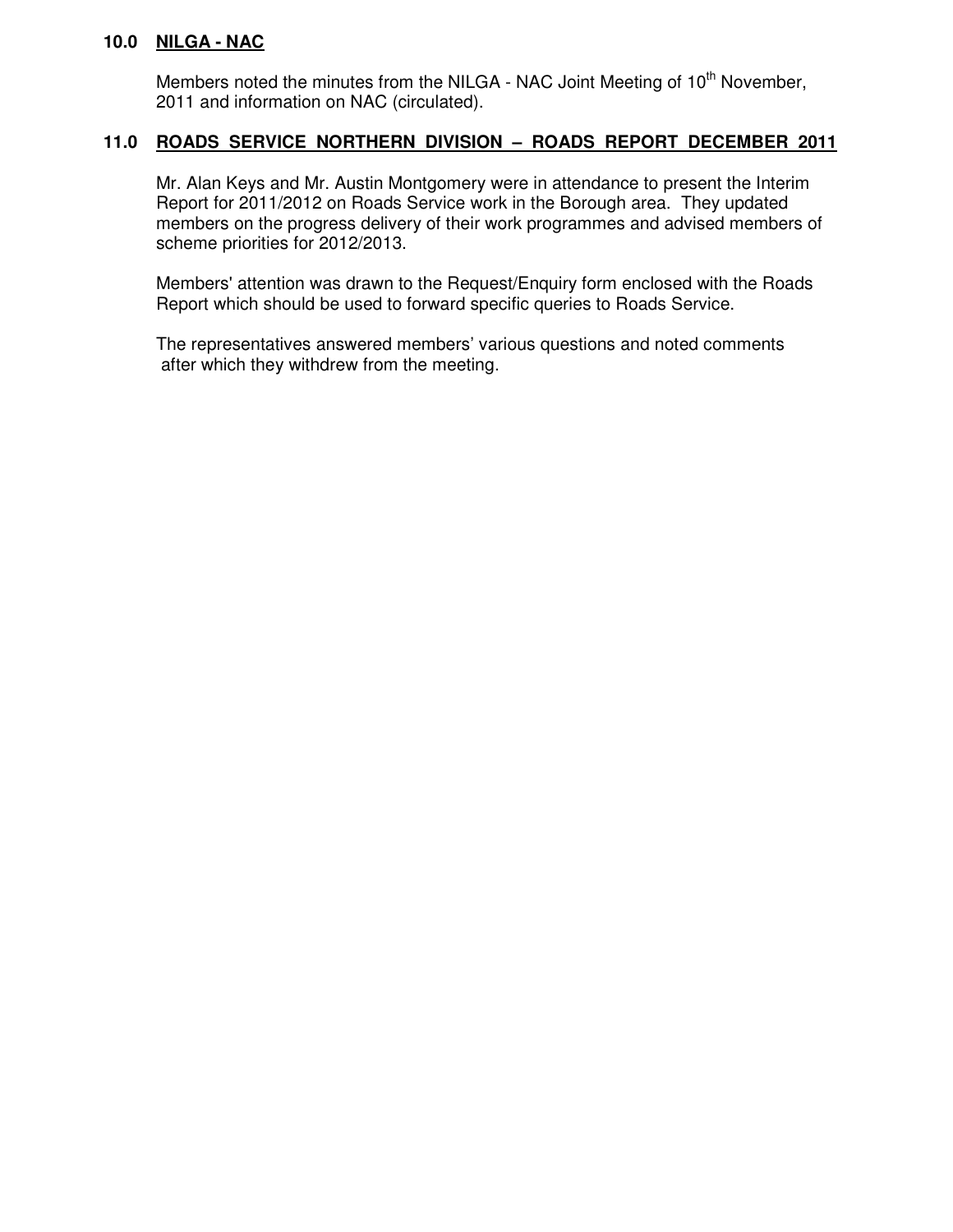## 10.0 NILGA - NAC

Members noted the minutes from the NILGA - NAC Joint Meeting of 10th November, 2011 and information on NAC (circulated).

## 11.0 ROADS SERVICE NORTHERN DIVISION – ROADS REPORT DECEMBER 2011

Mr. Alan Keys and Mr. Austin Montgomery were in attendance to present the Interim Report for 2011/2012 on Roads Service work in the Borough area. They updated members on the progress delivery of their work programmes and advised members of scheme priorities for 2012/2013.

Members' attention was drawn to the Request/Enquiry form enclosed with the Roads Report which should be used to forward specific queries to Roads Service.

The representatives answered members' various questions and noted comments after which they withdrew from the meeting.